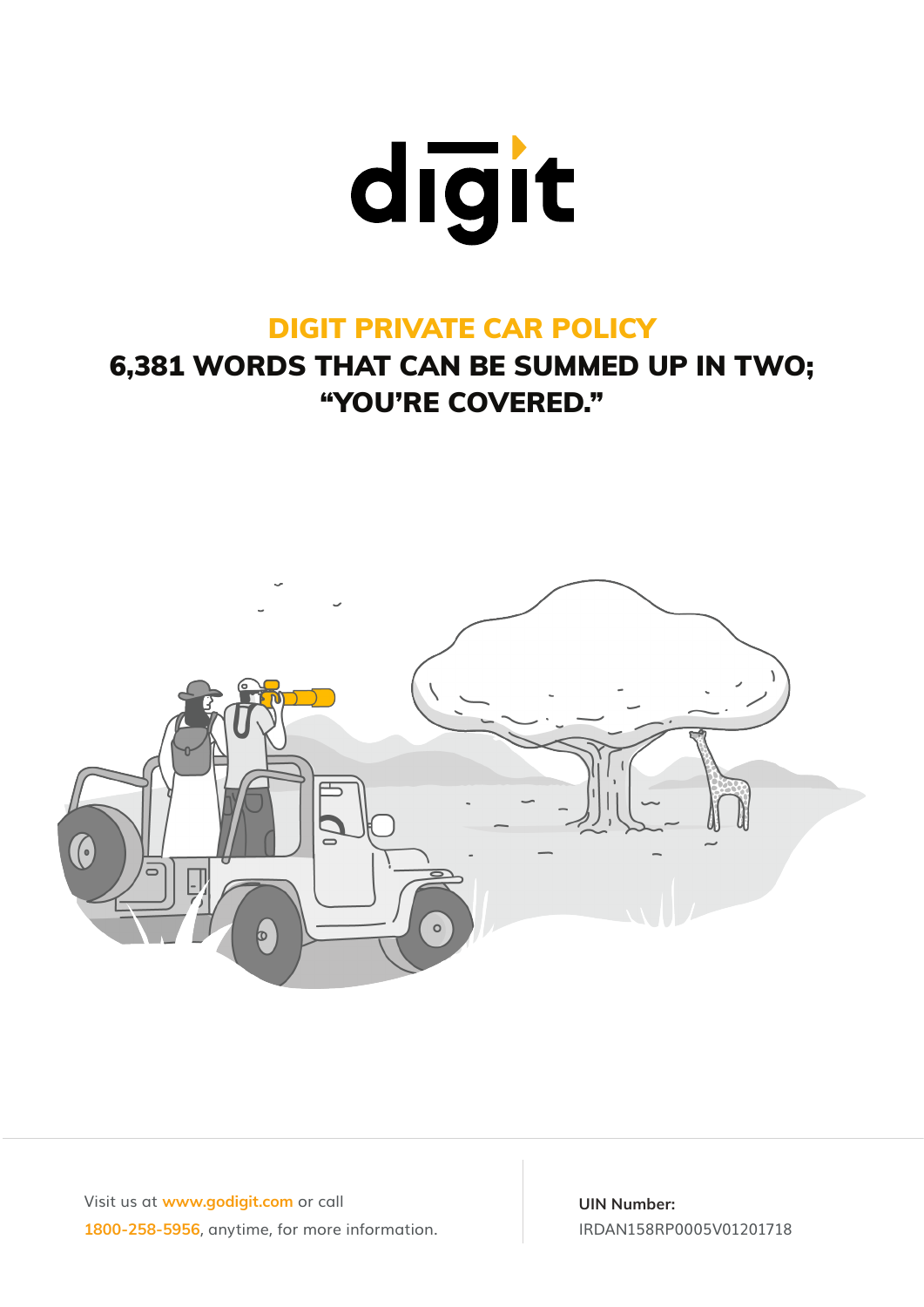# digit

## DIGIT PRIVATE CAR POLICY

## 6,381 WORDS THAT CAN BE SUMMED UP IN TWO; "YOU'RE COVERED."

Visit us at **www.godigit.com** or call **1800-258-5956**, anytime, for more information.

**UIN Number:**
IRDAN158RP0005V01201718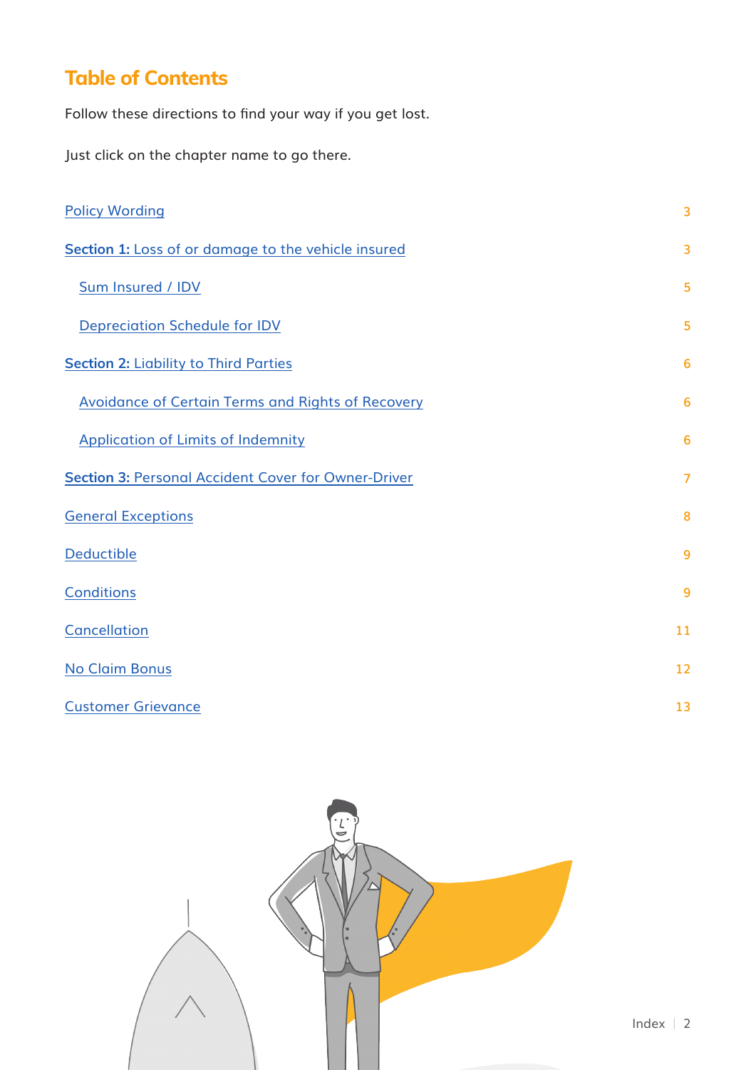# Table of Contents

Follow these directions to find your way if you get lost.

Just click on the chapter name to go there.

| | |
|---|---|
| Policy Wording | 3 |
| **Section 1:** Loss of or damage to the vehicle insured | 3 |
| &nbsp;&nbsp;&nbsp;&nbsp;Sum Insured / IDV | 5 |
| &nbsp;&nbsp;&nbsp;&nbsp;Depreciation Schedule for IDV | 5 |
| **Section 2:** Liability to Third Parties | 6 |
| &nbsp;&nbsp;&nbsp;&nbsp;Avoidance of Certain Terms and Rights of Recovery | 6 |
| &nbsp;&nbsp;&nbsp;&nbsp;Application of Limits of Indemnity | 6 |
| **Section 3:** Personal Accident Cover for Owner-Driver | 7 |
| General Exceptions | 8 |
| Deductible | 9 |
| Conditions | 9 |
| Cancellation | 11 |
| No Claim Bonus | 12 |
| Customer Grievance | 13 |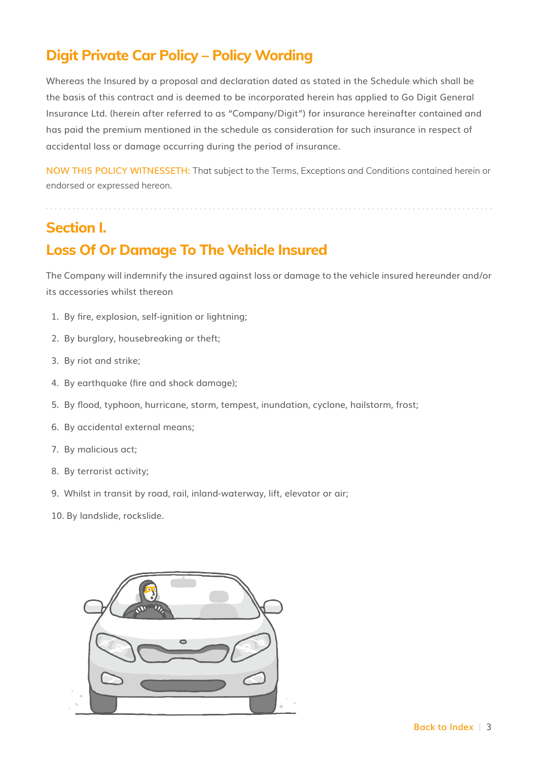# Digit Private Car Policy – Policy Wording

Whereas the Insured by a proposal and declaration dated as stated in the Schedule which shall be the basis of this contract and is deemed to be incorporated herein has applied to Go Digit General Insurance Ltd. (herein after referred to as "Company/Digit") for insurance hereinafter contained and has paid the premium mentioned in the schedule as consideration for such insurance in respect of accidental loss or damage occurring during the period of insurance.

NOW THIS POLICY WITNESSETH: That subject to the Terms, Exceptions and Conditions contained herein or endorsed or expressed hereon.

## Section I.
## Loss Of Or Damage To The Vehicle Insured

The Company will indemnify the insured against loss or damage to the vehicle insured hereunder and/or its accessories whilst thereon

1. By fire, explosion, self-ignition or lightning;
2. By burglary, housebreaking or theft;
3. By riot and strike;
4. By earthquake (fire and shock damage);
5. By flood, typhoon, hurricane, storm, tempest, inundation, cyclone, hailstorm, frost;
6. By accidental external means;
7. By malicious act;
8. By terrorist activity;
9. Whilst in transit by road, rail, inland-waterway, lift, elevator or air;
10. By landslide, rockslide.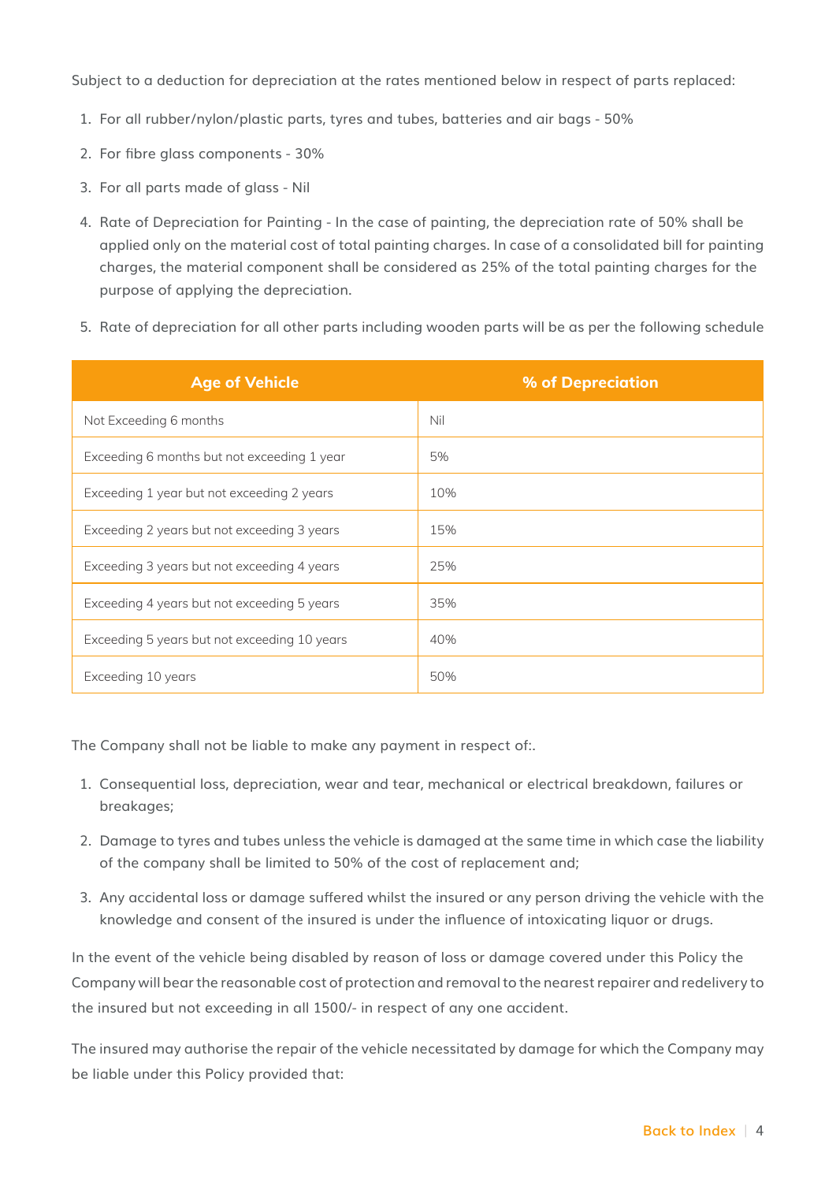Subject to a deduction for depreciation at the rates mentioned below in respect of parts replaced:

1. For all rubber/nylon/plastic parts, tyres and tubes, batteries and air bags - 50%
2. For fibre glass components - 30%
3. For all parts made of glass - Nil
4. Rate of Depreciation for Painting - In the case of painting, the depreciation rate of 50% shall be applied only on the material cost of total painting charges. In case of a consolidated bill for painting charges, the material component shall be considered as 25% of the total painting charges for the purpose of applying the depreciation.
5. Rate of depreciation for all other parts including wooden parts will be as per the following schedule

| Age of Vehicle | % of Depreciation |
|---|---|
| Not Exceeding 6 months | Nil |
| Exceeding 6 months but not exceeding 1 year | 5% |
| Exceeding 1 year but not exceeding 2 years | 10% |
| Exceeding 2 years but not exceeding 3 years | 15% |
| Exceeding 3 years but not exceeding 4 years | 25% |
| Exceeding 4 years but not exceeding 5 years | 35% |
| Exceeding 5 years but not exceeding 10 years | 40% |
| Exceeding 10 years | 50% |

The Company shall not be liable to make any payment in respect of:.

1. Consequential loss, depreciation, wear and tear, mechanical or electrical breakdown, failures or breakages;
2. Damage to tyres and tubes unless the vehicle is damaged at the same time in which case the liability of the company shall be limited to 50% of the cost of replacement and;
3. Any accidental loss or damage suffered whilst the insured or any person driving the vehicle with the knowledge and consent of the insured is under the influence of intoxicating liquor or drugs.

In the event of the vehicle being disabled by reason of loss or damage covered under this Policy the Company will bear the reasonable cost of protection and removal to the nearest repairer and redelivery to the insured but not exceeding in all 1500/- in respect of any one accident.

The insured may authorise the repair of the vehicle necessitated by damage for which the Company may be liable under this Policy provided that: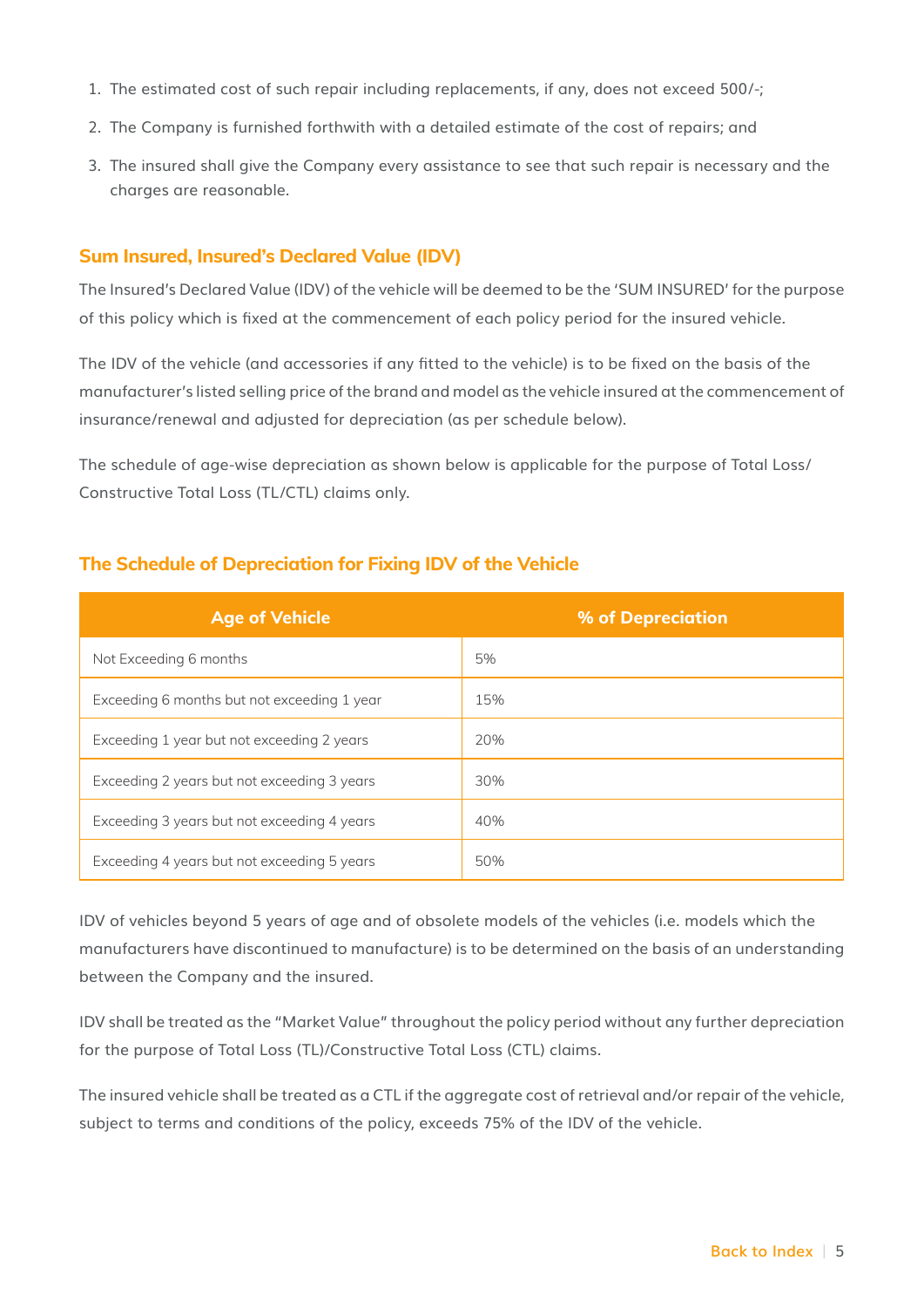1. The estimated cost of such repair including replacements, if any, does not exceed 500/-;
2. The Company is furnished forthwith with a detailed estimate of the cost of repairs; and
3. The insured shall give the Company every assistance to see that such repair is necessary and the charges are reasonable.

## Sum Insured, Insured's Declared Value (IDV)

The Insured's Declared Value (IDV) of the vehicle will be deemed to be the 'SUM INSURED' for the purpose of this policy which is fixed at the commencement of each policy period for the insured vehicle.

The IDV of the vehicle (and accessories if any fitted to the vehicle) is to be fixed on the basis of the manufacturer's listed selling price of the brand and model as the vehicle insured at the commencement of insurance/renewal and adjusted for depreciation (as per schedule below).

The schedule of age-wise depreciation as shown below is applicable for the purpose of Total Loss/ Constructive Total Loss (TL/CTL) claims only.

## The Schedule of Depreciation for Fixing IDV of the Vehicle

| Age of Vehicle | % of Depreciation |
|---|---|
| Not Exceeding 6 months | 5% |
| Exceeding 6 months but not exceeding 1 year | 15% |
| Exceeding 1 year but not exceeding 2 years | 20% |
| Exceeding 2 years but not exceeding 3 years | 30% |
| Exceeding 3 years but not exceeding 4 years | 40% |
| Exceeding 4 years but not exceeding 5 years | 50% |

IDV of vehicles beyond 5 years of age and of obsolete models of the vehicles (i.e. models which the manufacturers have discontinued to manufacture) is to be determined on the basis of an understanding between the Company and the insured.

IDV shall be treated as the "Market Value" throughout the policy period without any further depreciation for the purpose of Total Loss (TL)/Constructive Total Loss (CTL) claims.

The insured vehicle shall be treated as a CTL if the aggregate cost of retrieval and/or repair of the vehicle, subject to terms and conditions of the policy, exceeds 75% of the IDV of the vehicle.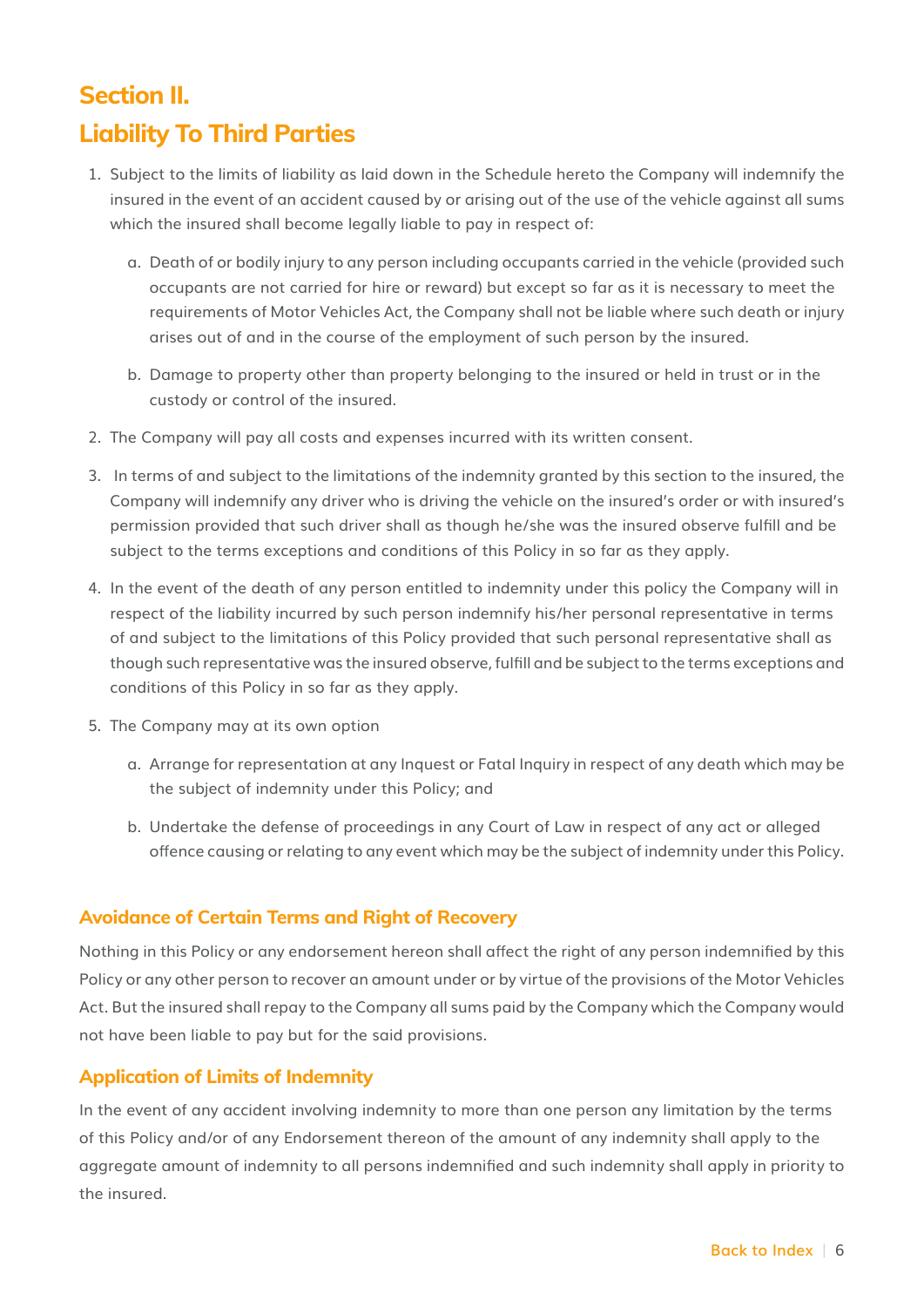# Section II.
# Liability To Third Parties

1. Subject to the limits of liability as laid down in the Schedule hereto the Company will indemnify the insured in the event of an accident caused by or arising out of the use of the vehicle against all sums which the insured shall become legally liable to pay in respect of:

    a. Death of or bodily injury to any person including occupants carried in the vehicle (provided such occupants are not carried for hire or reward) but except so far as it is necessary to meet the requirements of Motor Vehicles Act, the Company shall not be liable where such death or injury arises out of and in the course of the employment of such person by the insured.

    b. Damage to property other than property belonging to the insured or held in trust or in the custody or control of the insured.

2. The Company will pay all costs and expenses incurred with its written consent.

3. In terms of and subject to the limitations of the indemnity granted by this section to the insured, the Company will indemnify any driver who is driving the vehicle on the insured's order or with insured's permission provided that such driver shall as though he/she was the insured observe fulfill and be subject to the terms exceptions and conditions of this Policy in so far as they apply.

4. In the event of the death of any person entitled to indemnity under this policy the Company will in respect of the liability incurred by such person indemnify his/her personal representative in terms of and subject to the limitations of this Policy provided that such personal representative shall as though such representative was the insured observe, fulfill and be subject to the terms exceptions and conditions of this Policy in so far as they apply.

5. The Company may at its own option

    a. Arrange for representation at any Inquest or Fatal Inquiry in respect of any death which may be the subject of indemnity under this Policy; and

    b. Undertake the defense of proceedings in any Court of Law in respect of any act or alleged offence causing or relating to any event which may be the subject of indemnity under this Policy.

### Avoidance of Certain Terms and Right of Recovery

Nothing in this Policy or any endorsement hereon shall affect the right of any person indemnified by this Policy or any other person to recover an amount under or by virtue of the provisions of the Motor Vehicles Act. But the insured shall repay to the Company all sums paid by the Company which the Company would not have been liable to pay but for the said provisions.

### Application of Limits of Indemnity

In the event of any accident involving indemnity to more than one person any limitation by the terms of this Policy and/or of any Endorsement thereon of the amount of any indemnity shall apply to the aggregate amount of indemnity to all persons indemnified and such indemnity shall apply in priority to the insured.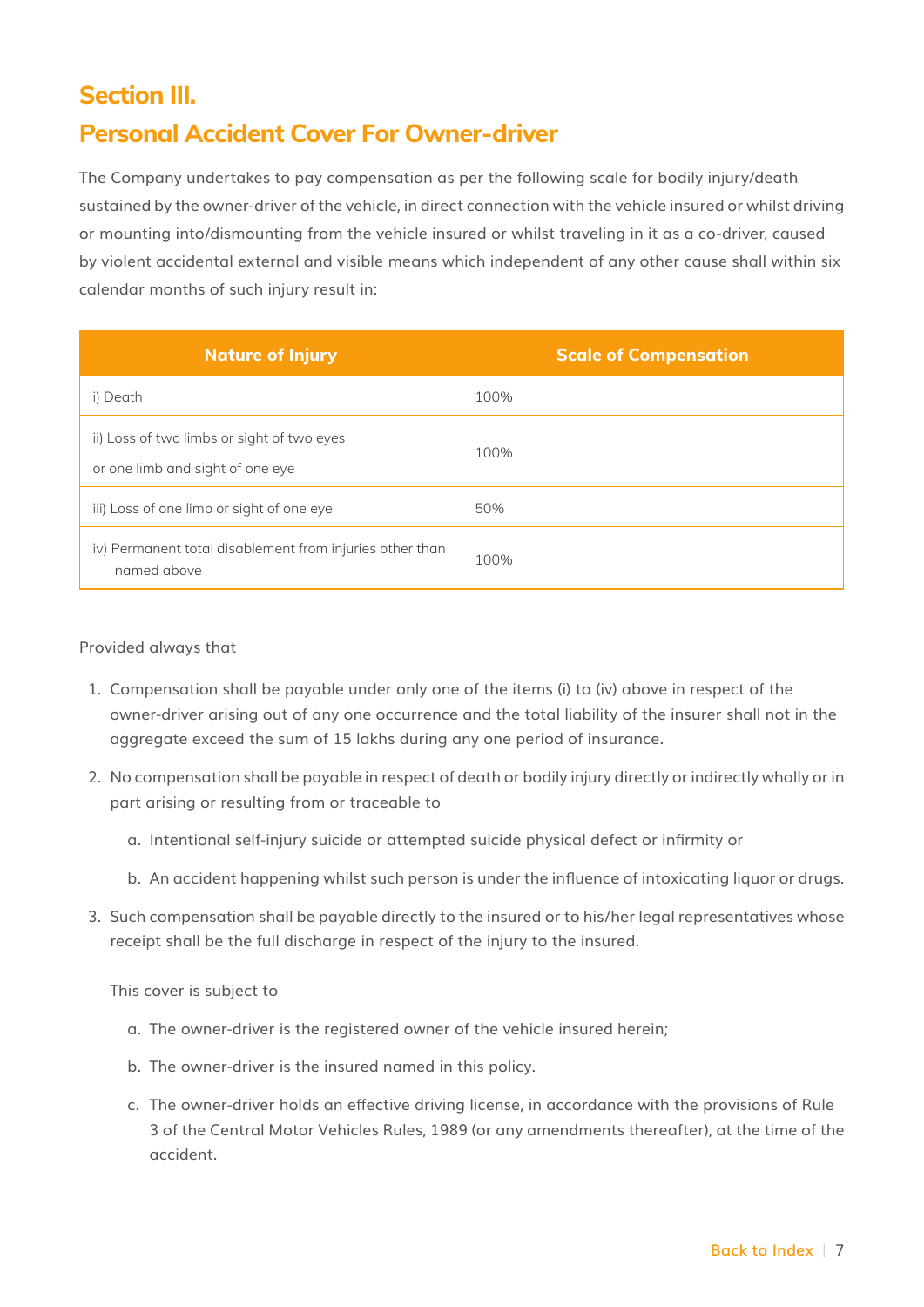## Section III.
## Personal Accident Cover For Owner-driver

The Company undertakes to pay compensation as per the following scale for bodily injury/death sustained by the owner-driver of the vehicle, in direct connection with the vehicle insured or whilst driving or mounting into/dismounting from the vehicle insured or whilst traveling in it as a co-driver, caused by violent accidental external and visible means which independent of any other cause shall within six calendar months of such injury result in:

| Nature of Injury | Scale of Compensation |
| --- | --- |
| i) Death | 100% |
| ii) Loss of two limbs or sight of two eyes or one limb and sight of one eye | 100% |
| iii) Loss of one limb or sight of one eye | 50% |
| iv) Permanent total disablement from injuries other than named above | 100% |

Provided always that

1. Compensation shall be payable under only one of the items (i) to (iv) above in respect of the owner-driver arising out of any one occurrence and the total liability of the insurer shall not in the aggregate exceed the sum of 15 lakhs during any one period of insurance.
2. No compensation shall be payable in respect of death or bodily injury directly or indirectly wholly or in part arising or resulting from or traceable to
    a. Intentional self-injury suicide or attempted suicide physical defect or infirmity or
    b. An accident happening whilst such person is under the influence of intoxicating liquor or drugs.
3. Such compensation shall be payable directly to the insured or to his/her legal representatives whose receipt shall be the full discharge in respect of the injury to the insured.

    This cover is subject to

    a. The owner-driver is the registered owner of the vehicle insured herein;
    b. The owner-driver is the insured named in this policy.
    c. The owner-driver holds an effective driving license, in accordance with the provisions of Rule 3 of the Central Motor Vehicles Rules, 1989 (or any amendments thereafter), at the time of the accident.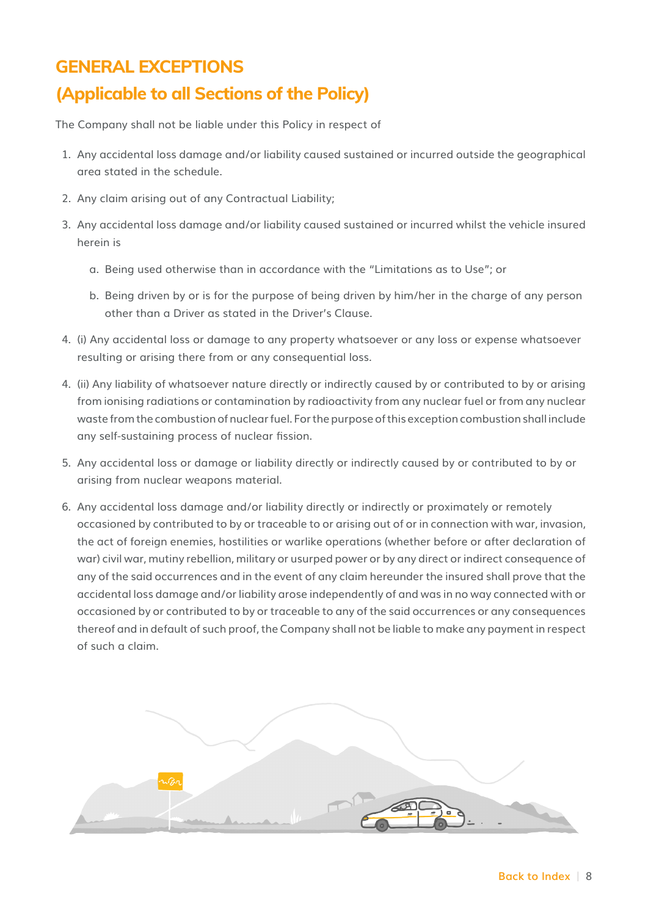# GENERAL EXCEPTIONS

## (Applicable to all Sections of the Policy)

The Company shall not be liable under this Policy in respect of

1. Any accidental loss damage and/or liability caused sustained or incurred outside the geographical area stated in the schedule.
2. Any claim arising out of any Contractual Liability;
3. Any accidental loss damage and/or liability caused sustained or incurred whilst the vehicle insured herein is
   a. Being used otherwise than in accordance with the "Limitations as to Use"; or
   b. Being driven by or is for the purpose of being driven by him/her in the charge of any person other than a Driver as stated in the Driver's Clause.
4. (i) Any accidental loss or damage to any property whatsoever or any loss or expense whatsoever resulting or arising there from or any consequential loss.
4. (ii) Any liability of whatsoever nature directly or indirectly caused by or contributed to by or arising from ionising radiations or contamination by radioactivity from any nuclear fuel or from any nuclear waste from the combustion of nuclear fuel. For the purpose of this exception combustion shall include any self-sustaining process of nuclear fission.
5. Any accidental loss or damage or liability directly or indirectly caused by or contributed to by or arising from nuclear weapons material.
6. Any accidental loss damage and/or liability directly or indirectly or proximately or remotely occasioned by contributed to by or traceable to or arising out of or in connection with war, invasion, the act of foreign enemies, hostilities or warlike operations (whether before or after declaration of war) civil war, mutiny rebellion, military or usurped power or by any direct or indirect consequence of any of the said occurrences and in the event of any claim hereunder the insured shall prove that the accidental loss damage and/or liability arose independently of and was in no way connected with or occasioned by or contributed to by or traceable to any of the said occurrences or any consequences thereof and in default of such proof, the Company shall not be liable to make any payment in respect of such a claim.

Back to Index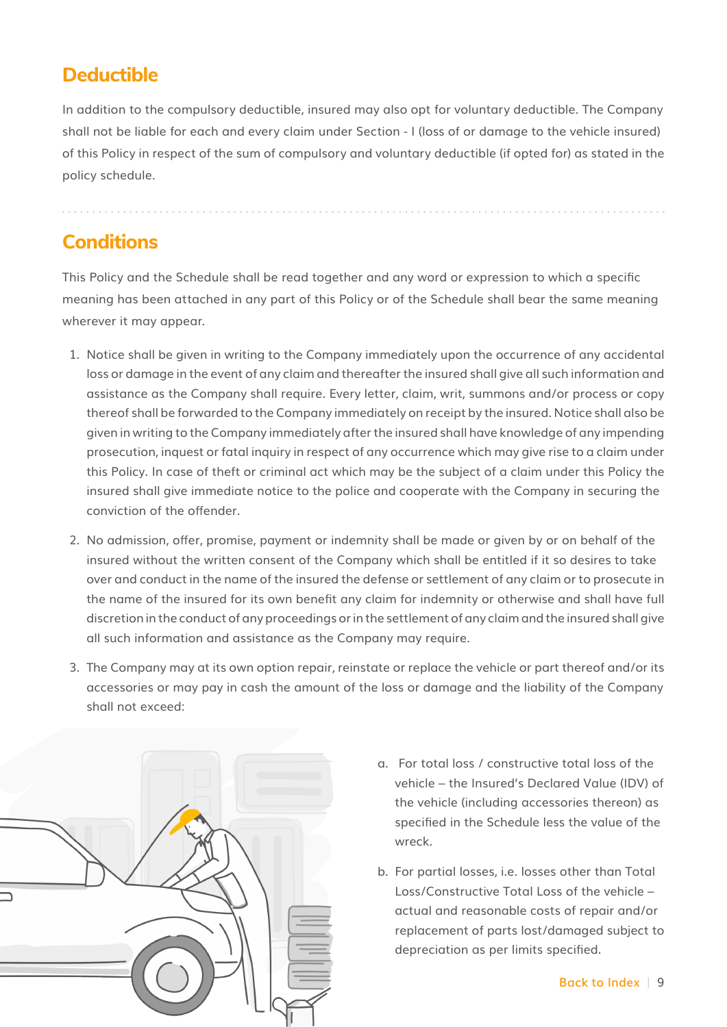## Deductible

In addition to the compulsory deductible, insured may also opt for voluntary deductible. The Company shall not be liable for each and every claim under Section - I (loss of or damage to the vehicle insured) of this Policy in respect of the sum of compulsory and voluntary deductible (if opted for) as stated in the policy schedule.

## Conditions

This Policy and the Schedule shall be read together and any word or expression to which a specific meaning has been attached in any part of this Policy or of the Schedule shall bear the same meaning wherever it may appear.

1. Notice shall be given in writing to the Company immediately upon the occurrence of any accidental loss or damage in the event of any claim and thereafter the insured shall give all such information and assistance as the Company shall require. Every letter, claim, writ, summons and/or process or copy thereof shall be forwarded to the Company immediately on receipt by the insured. Notice shall also be given in writing to the Company immediately after the insured shall have knowledge of any impending prosecution, inquest or fatal inquiry in respect of any occurrence which may give rise to a claim under this Policy. In case of theft or criminal act which may be the subject of a claim under this Policy the insured shall give immediate notice to the police and cooperate with the Company in securing the conviction of the offender.

2. No admission, offer, promise, payment or indemnity shall be made or given by or on behalf of the insured without the written consent of the Company which shall be entitled if it so desires to take over and conduct in the name of the insured the defense or settlement of any claim or to prosecute in the name of the insured for its own benefit any claim for indemnity or otherwise and shall have full discretion in the conduct of any proceedings or in the settlement of any claim and the insured shall give all such information and assistance as the Company may require.

3. The Company may at its own option repair, reinstate or replace the vehicle or part thereof and/or its accessories or may pay in cash the amount of the loss or damage and the liability of the Company shall not exceed:

   a. For total loss / constructive total loss of the vehicle – the Insured's Declared Value (IDV) of the vehicle (including accessories thereon) as specified in the Schedule less the value of the wreck.

   b. For partial losses, i.e. losses other than Total Loss/Constructive Total Loss of the vehicle – actual and reasonable costs of repair and/or replacement of parts lost/damaged subject to depreciation as per limits specified.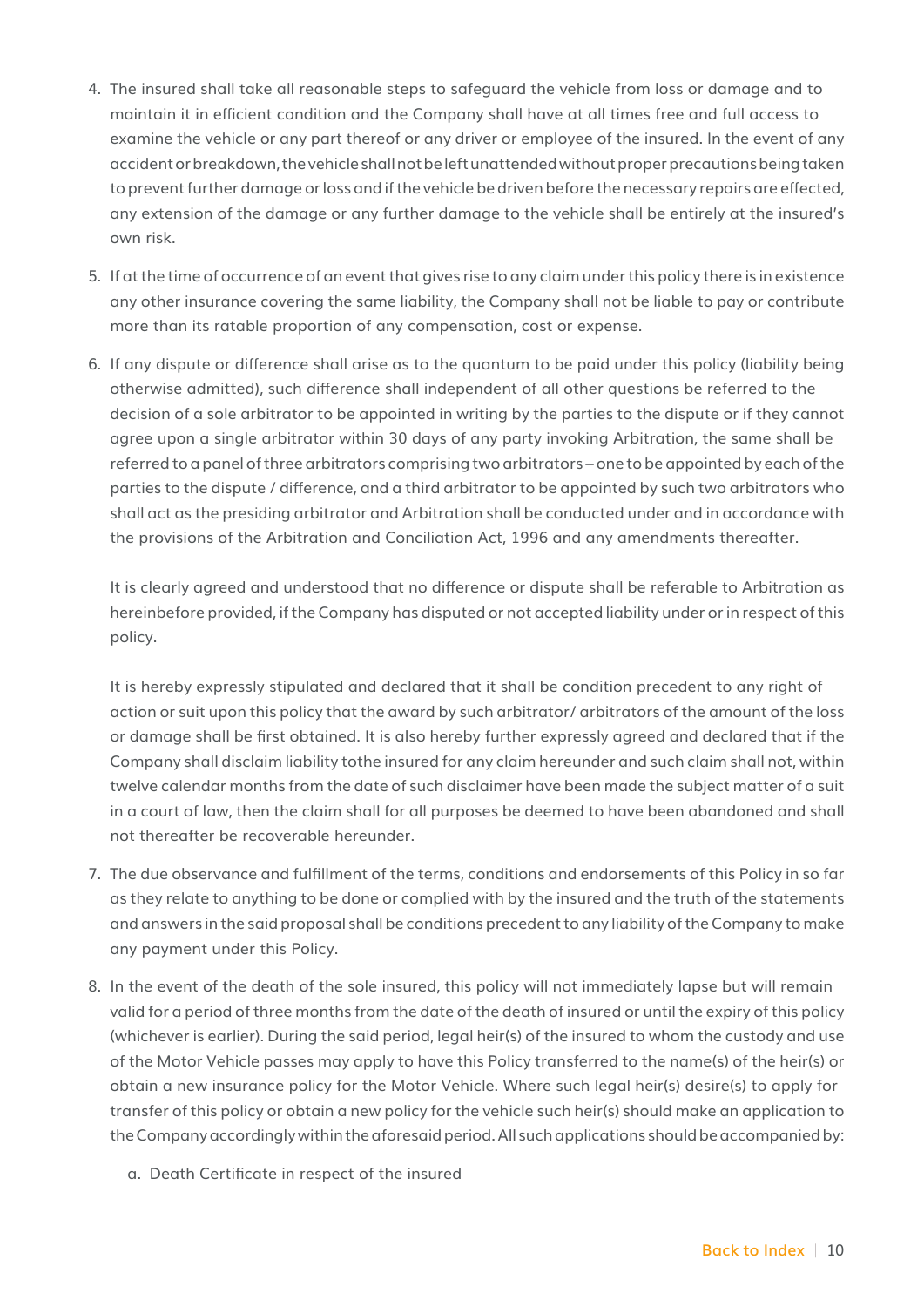4. The insured shall take all reasonable steps to safeguard the vehicle from loss or damage and to maintain it in efficient condition and the Company shall have at all times free and full access to examine the vehicle or any part thereof or any driver or employee of the insured. In the event of any accident or breakdown, the vehicle shall not be left unattended without proper precautions being taken to prevent further damage or loss and if the vehicle be driven before the necessary repairs are effected, any extension of the damage or any further damage to the vehicle shall be entirely at the insured's own risk.

5. If at the time of occurrence of an event that gives rise to any claim under this policy there is in existence any other insurance covering the same liability, the Company shall not be liable to pay or contribute more than its ratable proportion of any compensation, cost or expense.

6. If any dispute or difference shall arise as to the quantum to be paid under this policy (liability being otherwise admitted), such difference shall independent of all other questions be referred to the decision of a sole arbitrator to be appointed in writing by the parties to the dispute or if they cannot agree upon a single arbitrator within 30 days of any party invoking Arbitration, the same shall be referred to a panel of three arbitrators comprising two arbitrators – one to be appointed by each of the parties to the dispute / difference, and a third arbitrator to be appointed by such two arbitrators who shall act as the presiding arbitrator and Arbitration shall be conducted under and in accordance with the provisions of the Arbitration and Conciliation Act, 1996 and any amendments thereafter.

   It is clearly agreed and understood that no difference or dispute shall be referable to Arbitration as hereinbefore provided, if the Company has disputed or not accepted liability under or in respect of this policy.

   It is hereby expressly stipulated and declared that it shall be condition precedent to any right of action or suit upon this policy that the award by such arbitrator/ arbitrators of the amount of the loss or damage shall be first obtained. It is also hereby further expressly agreed and declared that if the Company shall disclaim liability tothe insured for any claim hereunder and such claim shall not, within twelve calendar months from the date of such disclaimer have been made the subject matter of a suit in a court of law, then the claim shall for all purposes be deemed to have been abandoned and shall not thereafter be recoverable hereunder.

7. The due observance and fulfillment of the terms, conditions and endorsements of this Policy in so far as they relate to anything to be done or complied with by the insured and the truth of the statements and answers in the said proposal shall be conditions precedent to any liability of the Company to make any payment under this Policy.

8. In the event of the death of the sole insured, this policy will not immediately lapse but will remain valid for a period of three months from the date of the death of insured or until the expiry of this policy (whichever is earlier). During the said period, legal heir(s) of the insured to whom the custody and use of the Motor Vehicle passes may apply to have this Policy transferred to the name(s) of the heir(s) or obtain a new insurance policy for the Motor Vehicle. Where such legal heir(s) desire(s) to apply for transfer of this policy or obtain a new policy for the vehicle such heir(s) should make an application to the Company accordingly within the aforesaid period. All such applications should be accompanied by:

   a. Death Certificate in respect of the insured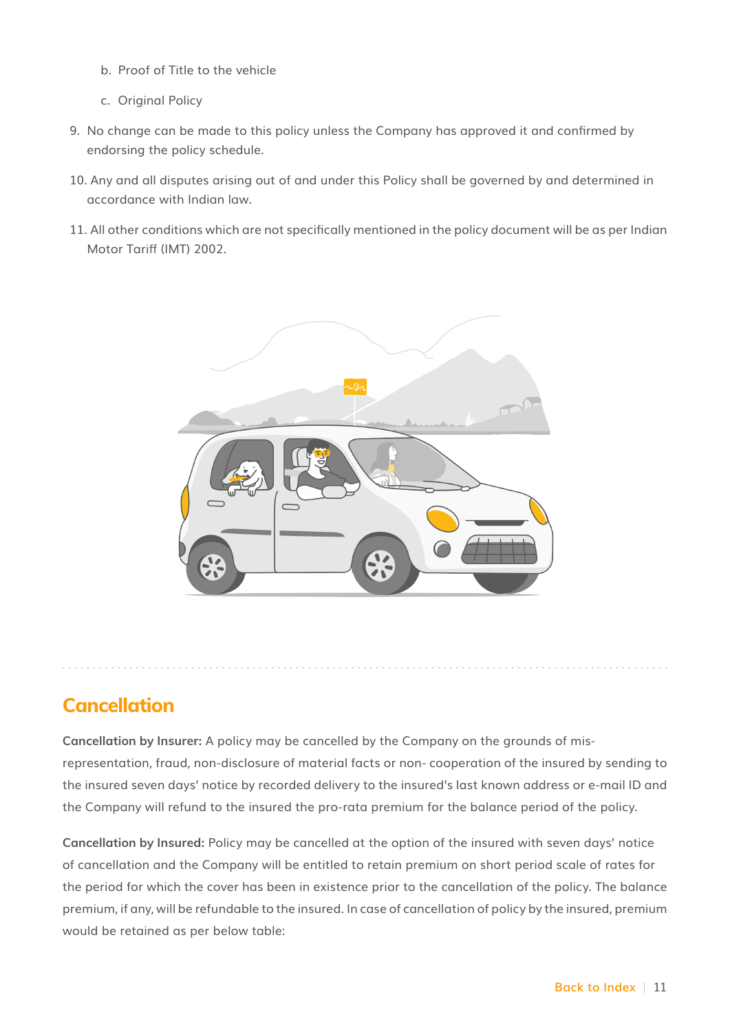b. Proof of Title to the vehicle

   c. Original Policy

9. No change can be made to this policy unless the Company has approved it and confirmed by endorsing the policy schedule.

10. Any and all disputes arising out of and under this Policy shall be governed by and determined in accordance with Indian law.

11. All other conditions which are not specifically mentioned in the policy document will be as per Indian Motor Tariff (IMT) 2002.

## Cancellation

**Cancellation by Insurer:** A policy may be cancelled by the Company on the grounds of mis-representation, fraud, non-disclosure of material facts or non- cooperation of the insured by sending to the insured seven days' notice by recorded delivery to the insured's last known address or e-mail ID and the Company will refund to the insured the pro-rata premium for the balance period of the policy.

**Cancellation by Insured:** Policy may be cancelled at the option of the insured with seven days' notice of cancellation and the Company will be entitled to retain premium on short period scale of rates for the period for which the cover has been in existence prior to the cancellation of the policy. The balance premium, if any, will be refundable to the insured. In case of cancellation of policy by the insured, premium would be retained as per below table: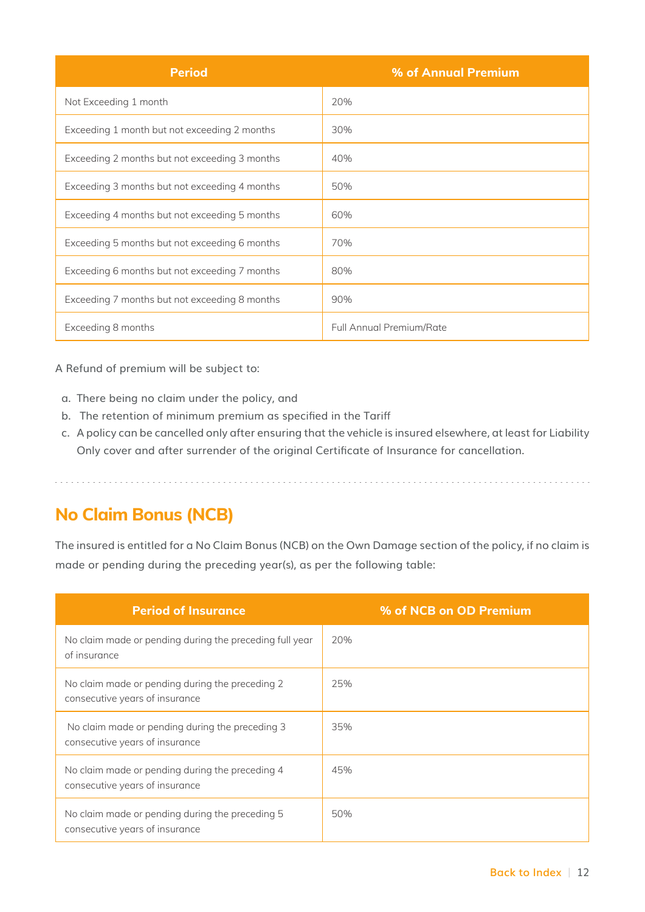| Period | % of Annual Premium |
|---|---|
| Not Exceeding 1 month | 20% |
| Exceeding 1 month but not exceeding 2 months | 30% |
| Exceeding 2 months but not exceeding 3 months | 40% |
| Exceeding 3 months but not exceeding 4 months | 50% |
| Exceeding 4 months but not exceeding 5 months | 60% |
| Exceeding 5 months but not exceeding 6 months | 70% |
| Exceeding 6 months but not exceeding 7 months | 80% |
| Exceeding 7 months but not exceeding 8 months | 90% |
| Exceeding 8 months | Full Annual Premium/Rate |

A Refund of premium will be subject to:

a. There being no claim under the policy, and
b. The retention of minimum premium as specified in the Tariff
c. A policy can be cancelled only after ensuring that the vehicle is insured elsewhere, at least for Liability Only cover and after surrender of the original Certificate of Insurance for cancellation.

## No Claim Bonus (NCB)

The insured is entitled for a No Claim Bonus (NCB) on the Own Damage section of the policy, if no claim is made or pending during the preceding year(s), as per the following table:

| Period of Insurance | % of NCB on OD Premium |
|---|---|
| No claim made or pending during the preceding full year of insurance | 20% |
| No claim made or pending during the preceding 2 consecutive years of insurance | 25% |
| No claim made or pending during the preceding 3 consecutive years of insurance | 35% |
| No claim made or pending during the preceding 4 consecutive years of insurance | 45% |
| No claim made or pending during the preceding 5 consecutive years of insurance | 50% |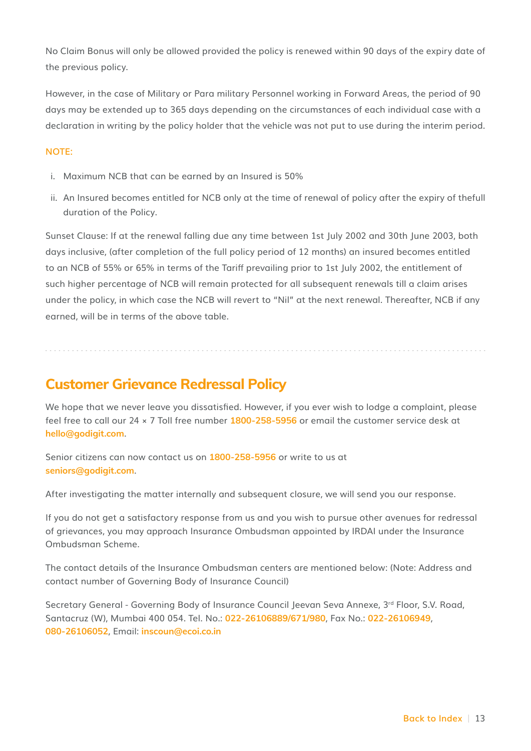No Claim Bonus will only be allowed provided the policy is renewed within 90 days of the expiry date of the previous policy.

However, in the case of Military or Para military Personnel working in Forward Areas, the period of 90 days may be extended up to 365 days depending on the circumstances of each individual case with a declaration in writing by the policy holder that the vehicle was not put to use during the interim period.

NOTE:

i. Maximum NCB that can be earned by an Insured is 50%

ii. An Insured becomes entitled for NCB only at the time of renewal of policy after the expiry of thefull duration of the Policy.

Sunset Clause: If at the renewal falling due any time between 1st July 2002 and 30th June 2003, both days inclusive, (after completion of the full policy period of 12 months) an insured becomes entitled to an NCB of 55% or 65% in terms of the Tariff prevailing prior to 1st July 2002, the entitlement of such higher percentage of NCB will remain protected for all subsequent renewals till a claim arises under the policy, in which case the NCB will revert to “Nil” at the next renewal. Thereafter, NCB if any earned, will be in terms of the above table.

## Customer Grievance Redressal Policy

We hope that we never leave you dissatisfied. However, if you ever wish to lodge a complaint, please feel free to call our 24 × 7 Toll free number 1800-258-5956 or email the customer service desk at hello@godigit.com.

Senior citizens can now contact us on 1800-258-5956 or write to us at seniors@godigit.com.

After investigating the matter internally and subsequent closure, we will send you our response.

If you do not get a satisfactory response from us and you wish to pursue other avenues for redressal of grievances, you may approach Insurance Ombudsman appointed by IRDAI under the Insurance Ombudsman Scheme.

The contact details of the Insurance Ombudsman centers are mentioned below: (Note: Address and contact number of Governing Body of Insurance Council)

Secretary General - Governing Body of Insurance Council Jeevan Seva Annexe, 3rd Floor, S.V. Road, Santacruz (W), Mumbai 400 054. Tel. No.: 022-26106889/671/980, Fax No.: 022-26106949, 080-26106052, Email: inscoun@ecoi.co.in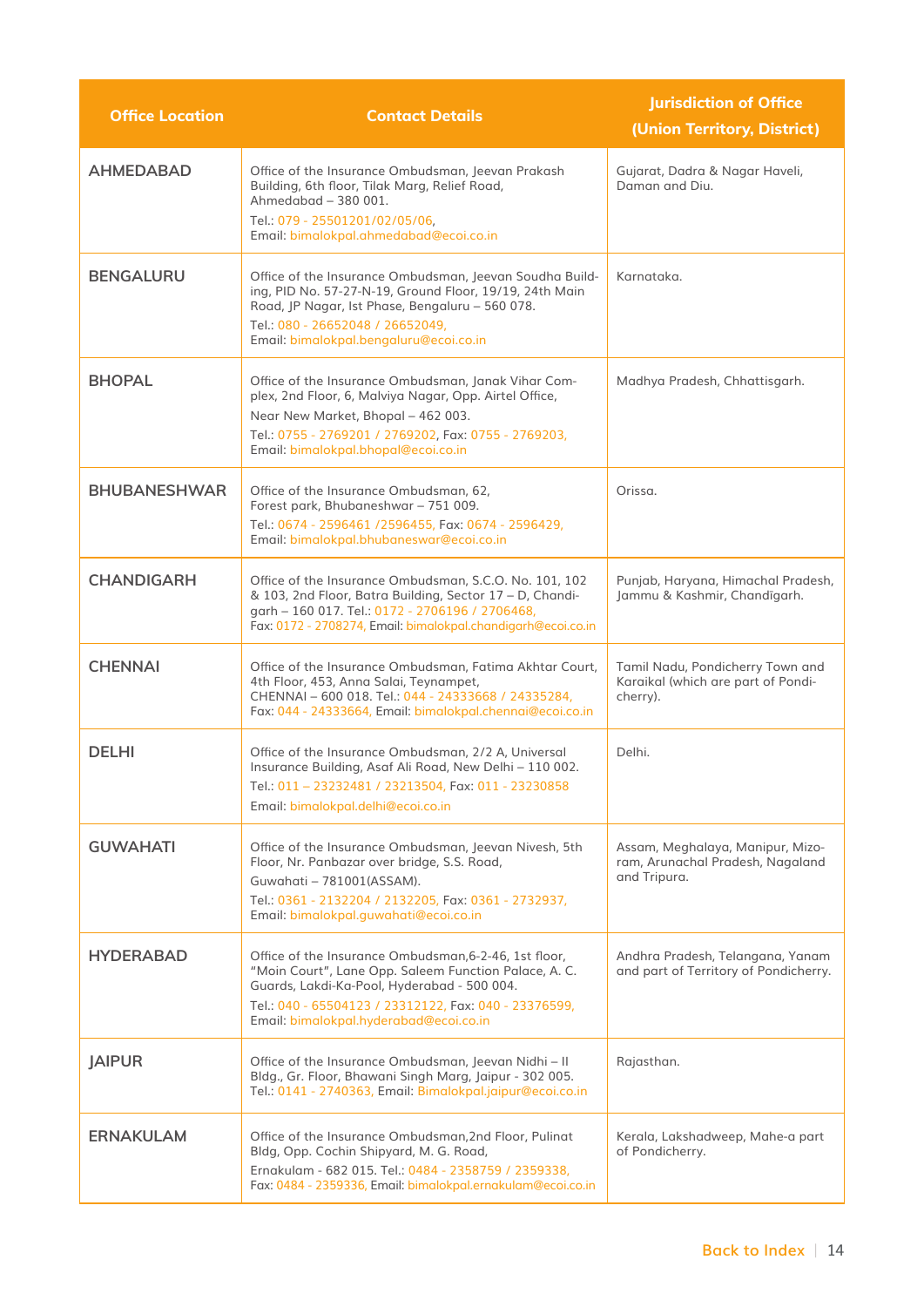| Office Location | Contact Details | Jurisdiction of Office (Union Territory, District) |
| --- | --- | --- |
| **AHMEDABAD** | Office of the Insurance Ombudsman, Jeevan Prakash Building, 6th floor, Tilak Marg, Relief Road, Ahmedabad – 380 001. Tel.: 079 - 25501201/02/05/06, Email: bimalokpal.ahmedabad@ecoi.co.in | Gujarat, Dadra & Nagar Haveli, Daman and Diu. |
| **BENGALURU** | Office of the Insurance Ombudsman, Jeevan Soudha Building, PID No. 57-27-N-19, Ground Floor, 19/19, 24th Main Road, JP Nagar, Ist Phase, Bengaluru – 560 078. Tel.: 080 - 26652048 / 26652049, Email: bimalokpal.bengaluru@ecoi.co.in | Karnataka. |
| **BHOPAL** | Office of the Insurance Ombudsman, Janak Vihar Complex, 2nd Floor, 6, Malviya Nagar, Opp. Airtel Office, Near New Market, Bhopal – 462 003. Tel.: 0755 - 2769201 / 2769202, Fax: 0755 - 2769203, Email: bimalokpal.bhopal@ecoi.co.in | Madhya Pradesh, Chhattisgarh. |
| **BHUBANESHWAR** | Office of the Insurance Ombudsman, 62, Forest park, Bhubaneshwar – 751 009. Tel.: 0674 - 2596461 /2596455, Fax: 0674 - 2596429, Email: bimalokpal.bhubaneswar@ecoi.co.in | Orissa. |
| **CHANDIGARH** | Office of the Insurance Ombudsman, S.C.O. No. 101, 102 & 103, 2nd Floor, Batra Building, Sector 17 – D, Chandigarh – 160 017. Tel.: 0172 - 2706196 / 2706468, Fax: 0172 - 2708274, Email: bimalokpal.chandigarh@ecoi.co.in | Punjab, Haryana, Himachal Pradesh, Jammu & Kashmir, Chandīgarh. |
| **CHENNAI** | Office of the Insurance Ombudsman, Fatima Akhtar Court, 4th Floor, 453, Anna Salai, Teynampet, CHENNAI – 600 018. Tel.: 044 - 24333668 / 24335284, Fax: 044 - 24333664, Email: bimalokpal.chennai@ecoi.co.in | Tamil Nadu, Pondicherry Town and Karaikal (which are part of Pondicherry). |
| **DELHI** | Office of the Insurance Ombudsman, 2/2 A, Universal Insurance Building, Asaf Ali Road, New Delhi – 110 002. Tel.: 011 – 23232481 / 23213504, Fax: 011 - 23230858 Email: bimalokpal.delhi@ecoi.co.in | Delhi. |
| **GUWAHATI** | Office of the Insurance Ombudsman, Jeevan Nivesh, 5th Floor, Nr. Panbazar over bridge, S.S. Road, Guwahati – 781001(ASSAM). Tel.: 0361 - 2132204 / 2132205, Fax: 0361 - 2732937, Email: bimalokpal.guwahati@ecoi.co.in | Assam, Meghalaya, Manipur, Mizoram, Arunachal Pradesh, Nagaland and Tripura. |
| **HYDERABAD** | Office of the Insurance Ombudsman,6-2-46, 1st floor, "Moin Court", Lane Opp. Saleem Function Palace, A. C. Guards, Lakdi-Ka-Pool, Hyderabad - 500 004. Tel.: 040 - 65504123 / 23312122, Fax: 040 - 23376599, Email: bimalokpal.hyderabad@ecoi.co.in | Andhra Pradesh, Telangana, Yanam and part of Territory of Pondicherry. |
| **JAIPUR** | Office of the Insurance Ombudsman, Jeevan Nidhi – II Bldg., Gr. Floor, Bhawani Singh Marg, Jaipur - 302 005. Tel.: 0141 - 2740363, Email: Bimalokpal.jaipur@ecoi.co.in | Rajasthan. |
| **ERNAKULAM** | Office of the Insurance Ombudsman,2nd Floor, Pulinat Bldg, Opp. Cochin Shipyard, M. G. Road, Ernakulam - 682 015. Tel.: 0484 - 2358759 / 2359338, Fax: 0484 - 2359336, Email: bimalokpal.ernakulam@ecoi.co.in | Kerala, Lakshadweep, Mahe-a part of Pondicherry. |

Back to Index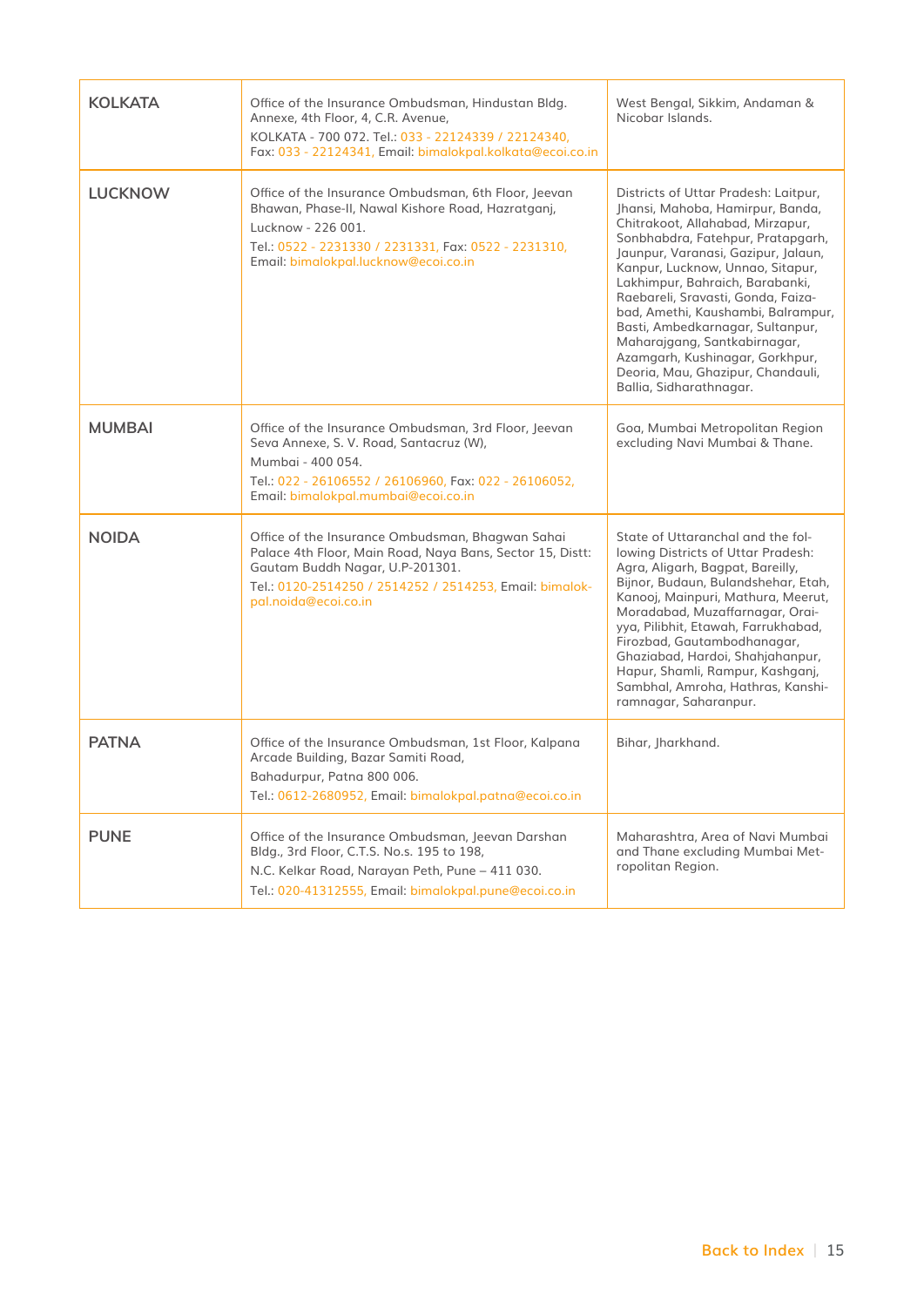| | | |
|---|---|---|
| **KOLKATA** | Office of the Insurance Ombudsman, Hindustan Bldg. Annexe, 4th Floor, 4, C.R. Avenue, KOLKATA - 700 072. Tel.: 033 - 22124339 / 22124340, Fax: 033 - 22124341, Email: bimalokpal.kolkata@ecoi.co.in | West Bengal, Sikkim, Andaman & Nicobar Islands. |
| **LUCKNOW** | Office of the Insurance Ombudsman, 6th Floor, Jeevan Bhawan, Phase-II, Nawal Kishore Road, Hazratganj, Lucknow - 226 001. Tel.: 0522 - 2231330 / 2231331, Fax: 0522 - 2231310, Email: bimalokpal.lucknow@ecoi.co.in | Districts of Uttar Pradesh: Laitpur, Jhansi, Mahoba, Hamirpur, Banda, Chitrakoot, Allahabad, Mirzapur, Sonbhabdra, Fatehpur, Pratapgarh, Jaunpur, Varanasi, Gazipur, Jalaun, Kanpur, Lucknow, Unnao, Sitapur, Lakhimpur, Bahraich, Barabanki, Raebareli, Sravasti, Gonda, Faizabad, Amethi, Kaushambi, Balrampur, Basti, Ambedkarnagar, Sultanpur, Maharajgang, Santkabirnagar, Azamgarh, Kushinagar, Gorkhpur, Deoria, Mau, Ghazipur, Chandauli, Ballia, Sidharathnagar. |
| **MUMBAI** | Office of the Insurance Ombudsman, 3rd Floor, Jeevan Seva Annexe, S. V. Road, Santacruz (W), Mumbai - 400 054. Tel.: 022 - 26106552 / 26106960, Fax: 022 - 26106052, Email: bimalokpal.mumbai@ecoi.co.in | Goa, Mumbai Metropolitan Region excluding Navi Mumbai & Thane. |
| **NOIDA** | Office of the Insurance Ombudsman, Bhagwan Sahai Palace 4th Floor, Main Road, Naya Bans, Sector 15, Distt: Gautam Buddh Nagar, U.P-201301. Tel.: 0120-2514250 / 2514252 / 2514253, Email: bimalokpal.noida@ecoi.co.in | State of Uttaranchal and the following Districts of Uttar Pradesh: Agra, Aligarh, Bagpat, Bareilly, Bijnor, Budaun, Bulandshehar, Etah, Kanooj, Mainpuri, Mathura, Meerut, Moradabad, Muzaffarnagar, Oraiyya, Pilibhit, Etawah, Farrukhabad, Firozbad, Gautambodhanagar, Ghaziabad, Hardoi, Shahjahanpur, Hapur, Shamli, Rampur, Kashganj, Sambhal, Amroha, Hathras, Kanshiramnagar, Saharanpur. |
| **PATNA** | Office of the Insurance Ombudsman, 1st Floor, Kalpana Arcade Building, Bazar Samiti Road, Bahadurpur, Patna 800 006. Tel.: 0612-2680952, Email: bimalokpal.patna@ecoi.co.in | Bihar, Jharkhand. |
| **PUNE** | Office of the Insurance Ombudsman, Jeevan Darshan Bldg., 3rd Floor, C.T.S. No.s. 195 to 198, N.C. Kelkar Road, Narayan Peth, Pune – 411 030. Tel.: 020-41312555, Email: bimalokpal.pune@ecoi.co.in | Maharashtra, Area of Navi Mumbai and Thane excluding Mumbai Metropolitan Region. |

Back to Index